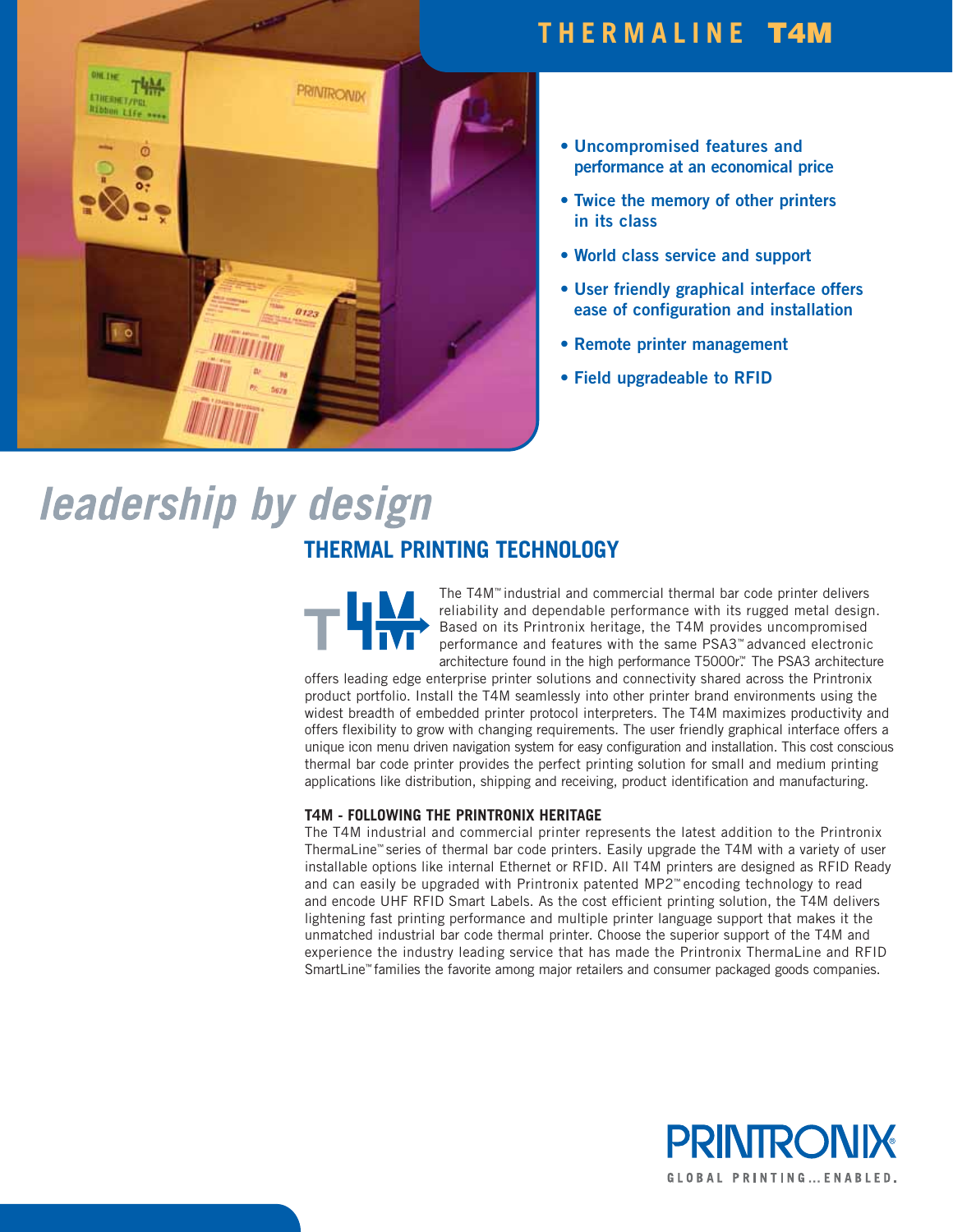# THERMALINE T4M

- **Uncompromised features and performance at an economical price**
- **Twice the memory of other printers in its class**
- **World class service and support**
- **User friendly graphical interface offers ease of configuration and installation**
- **Remote printer management**
- **Field upgradeable to RFID**

*leadership by design*

## THERMAL PRINTING TECHNOLOGY

The T4M™ industrial and commercial thermal bar code printer delivers reliability and dependable performance with its rugged metal design. Based on its Printronix heritage, the T4M provides uncompromised performance and features with the same PSA3™ advanced electronic architecture found in the high performance T5000r™. The PSA3 architecture offers leading edge enterprise printer solutions and connectivity shared across the Printronix product portfolio. Install the T4M seamlessly into other printer brand environments using the widest breadth of embedded printer protocol interpreters. The T4M maximizes productivity and offers flexibility to grow with changing requirements. The user friendly graphical interface offers a unique icon menu driven navigation system for easy configuration and installation. This cost conscious thermal bar code printer provides the perfect printing solution for small and medium printing applications like distribution, shipping and receiving, product identification and manufacturing.

### T4M - FOLLOWING THE PRINTRONIX HERITAGE

The T4M industrial and commercial printer represents the latest addition to the Printronix ThermaLine™ series of thermal bar code printers. Easily upgrade the T4M with a variety of user installable options like internal Ethernet or RFID. All T4M printers are designed as RFID Ready and can easily be upgraded with Printronix patented MP2™ encoding technology to read and encode UHF RFID Smart Labels. As the cost efficient printing solution, the T4M delivers lightening fast printing performance and multiple printer language support that makes it the unmatched industrial bar code thermal printer. Choose the superior support of the T4M and experience the industry leading service that has made the Printronix ThermaLine and RFID SmartLine™ families the favorite among major retailers and consumer packaged goods companies.

PRINTRONIX®
GLOBAL PRINTING...ENABLED.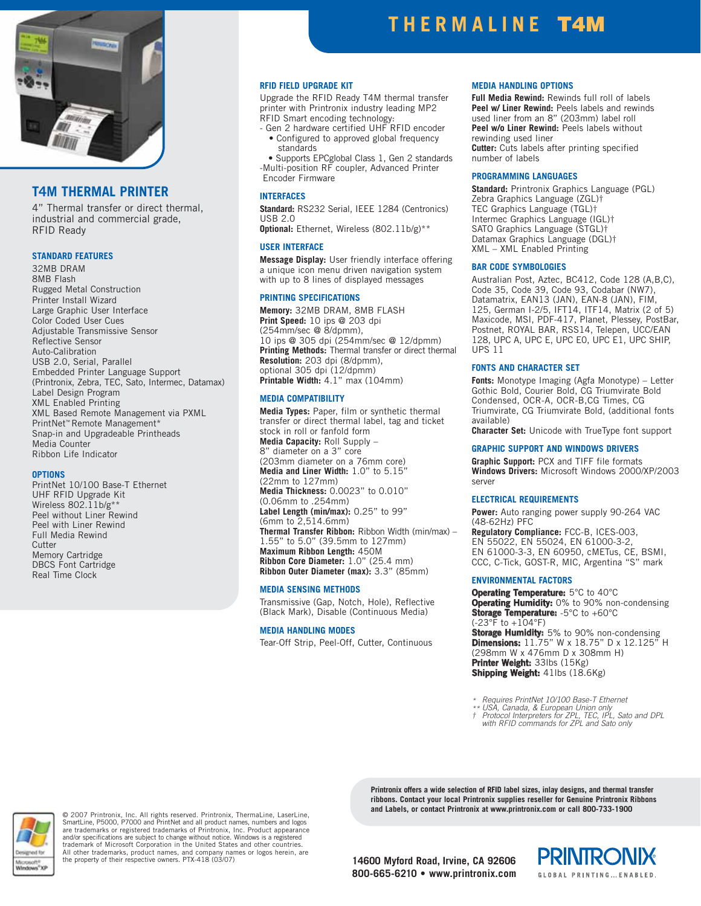# THERMALINE T4M

## T4M THERMAL PRINTER

4" Thermal transfer or direct thermal, industrial and commercial grade, RFID Ready

### STANDARD FEATURES

32MB DRAM
8MB Flash
Rugged Metal Construction
Printer Install Wizard
Large Graphic User Interface
Color Coded User Cues
Adjustable Transmissive Sensor
Reflective Sensor
Auto-Calibration
USB 2.0, Serial, Parallel
Embedded Printer Language Support (Printronix, Zebra, TEC, Sato, Intermec, Datamax)
Label Design Program
XML Enabled Printing
XML Based Remote Management via PXML
PrintNet™ Remote Management*
Snap-in and Upgradeable Printheads
Media Counter
Ribbon Life Indicator

### OPTIONS

PrintNet 10/100 Base-T Ethernet
UHF RFID Upgrade Kit
Wireless 802.11b/g**
Peel without Liner Rewind
Peel with Liner Rewind
Full Media Rewind
Cutter
Memory Cartridge
DBCS Font Cartridge
Real Time Clock

### RFID FIELD UPGRADE KIT

Upgrade the RFID Ready T4M thermal transfer printer with Printronix industry leading MP2 RFID Smart encoding technology:
- Gen 2 hardware certified UHF RFID encoder
  - Configured to approved global frequency standards
  - Supports EPCglobal Class 1, Gen 2 standards
- Multi-position RF coupler, Advanced Printer Encoder Firmware

### INTERFACES

**Standard:** RS232 Serial, IEEE 1284 (Centronics) USB 2.0
**Optional:** Ethernet, Wireless (802.11b/g)**

### USER INTERFACE

**Message Display:** User friendly interface offering a unique icon menu driven navigation system with up to 8 lines of displayed messages

### PRINTING SPECIFICATIONS

**Memory:** 32MB DRAM, 8MB FLASH
**Print Speed:** 10 ips @ 203 dpi (254mm/sec @ 8/dpmm), 10 ips @ 305 dpi (254mm/sec @ 12/dpmm)
**Printing Methods:** Thermal transfer or direct thermal
**Resolution:** 203 dpi (8/dpmm), optional 305 dpi (12/dpmm)
**Printable Width:** 4.1" max (104mm)

### MEDIA COMPATIBILITY

**Media Types:** Paper, film or synthetic thermal transfer or direct thermal label, tag and ticket stock in roll or fanfold form
**Media Capacity:** Roll Supply – 8" diameter on a 3" core (203mm diameter on a 76mm core)
**Media and Liner Width:** 1.0" to 5.15" (22mm to 127mm)
**Media Thickness:** 0.0023" to 0.010" (0.06mm to .254mm)
**Label Length (min/max):** 0.25" to 99" (6mm to 2,514.6mm)
**Thermal Transfer Ribbon:** Ribbon Width (min/max) – 1.55" to 5.0" (39.5mm to 127mm)
**Maximum Ribbon Length:** 450M
**Ribbon Core Diameter:** 1.0" (25.4 mm)
**Ribbon Outer Diameter (max):** 3.3" (85mm)

### MEDIA SENSING METHODS

Transmissive (Gap, Notch, Hole), Reflective (Black Mark), Disable (Continuous Media)

### MEDIA HANDLING MODES

Tear-Off Strip, Peel-Off, Cutter, Continuous

### MEDIA HANDLING OPTIONS

**Full Media Rewind:** Rewinds full roll of labels
**Peel w/ Liner Rewind:** Peels labels and rewinds used liner from an 8" (203mm) label roll
**Peel w/o Liner Rewind:** Peels labels without rewinding used liner
**Cutter:** Cuts labels after printing specified number of labels

### PROGRAMMING LANGUAGES

**Standard:** Printronix Graphics Language (PGL)
Zebra Graphics Language (ZGL)†
TEC Graphics Language (TGL)†
Intermec Graphics Language (IGL)†
SATO Graphics Language (STGL)†
Datamax Graphics Language (DGL)†
XML – XML Enabled Printing

### BAR CODE SYMBOLOGIES

Australian Post, Aztec, BC412, Code 128 (A,B,C), Code 35, Code 39, Code 93, Codabar (NW7), Datamatrix, EAN13 (JAN), EAN-8 (JAN), FIM, 125, German I-2/5, IFT14, ITF14, Matrix (2 of 5) Maxicode, MSI, PDF-417, Planet, Plessey, PostBar, Postnet, ROYAL BAR, RSS14, Telepen, UCC/EAN 128, UPC A, UPC E, UPC E0, UPC E1, UPC SHIP, UPS 11

### FONTS AND CHARACTER SET

**Fonts:** Monotype Imaging (Agfa Monotype) – Letter Gothic Bold, Courier Bold, CG Triumvirate Bold Condensed, OCR-A, OCR-B,CG Times, CG Triumvirate, CG Triumvirate Bold, (additional fonts available)
**Character Set:** Unicode with TrueType font support

### GRAPHIC SUPPORT AND WINDOWS DRIVERS

**Graphic Support:** PCX and TIFF file formats
**Windows Drivers:** Microsoft Windows 2000/XP/2003 server

### ELECTRICAL REQUIREMENTS

**Power:** Auto ranging power supply 90-264 VAC (48-62Hz) PFC
**Regulatory Compliance:** FCC-B, ICES-003, EN 55022, EN 55024, EN 61000-3-2, EN 61000-3-3, EN 60950, cMETus, CE, BSMI, CCC, C-Tick, GOST-R, MIC, Argentina "S" mark

### ENVIRONMENTAL FACTORS

**Operating Temperature:** 5°C to 40°C
**Operating Humidity:** 0% to 90% non-condensing
**Storage Temperature:** -5°C to +60°C (-23°F to +104°F)
**Storage Humidity:** 5% to 90% non-condensing
**Dimensions:** 11.75" W x 18.75" D x 12.125" H (298mm W x 476mm D x 308mm H)
**Printer Weight:** 33lbs (15Kg)
**Shipping Weight:** 41lbs (18.6Kg)

*\* Requires PrintNet 10/100 Base-T Ethernet*
*\*\* USA, Canada, & European Union only*
*† Protocol Interpreters for ZPL, TEC, IPL, Sato and DPL with RFID commands for ZPL and Sato only*

**Printronix offers a wide selection of RFID label sizes, inlay designs, and thermal transfer ribbons. Contact your local Printronix supplies reseller for Genuine Printronix Ribbons and Labels, or contact Printronix at www.printronix.com or call 800-733-1900**

© 2007 Printronix, Inc. All rights reserved. Printronix, ThermaLine, LaserLine, SmartLine, P5000, P7000 and PrintNet and all product names, numbers and logos are trademarks or registered trademarks of Printronix, Inc. Product appearance and/or specifications are subject to change without notice. Windows is a registered trademark of Microsoft Corporation in the United States and other countries. All other trademarks, product names, and company names or logos herein, are the property of their respective owners. PTX-418 (03/07)

**14600 Myford Road, Irvine, CA 92606**
**800-665-6210 • www.printronix.com**

PRINTRONIX
GLOBAL PRINTING...ENABLED.